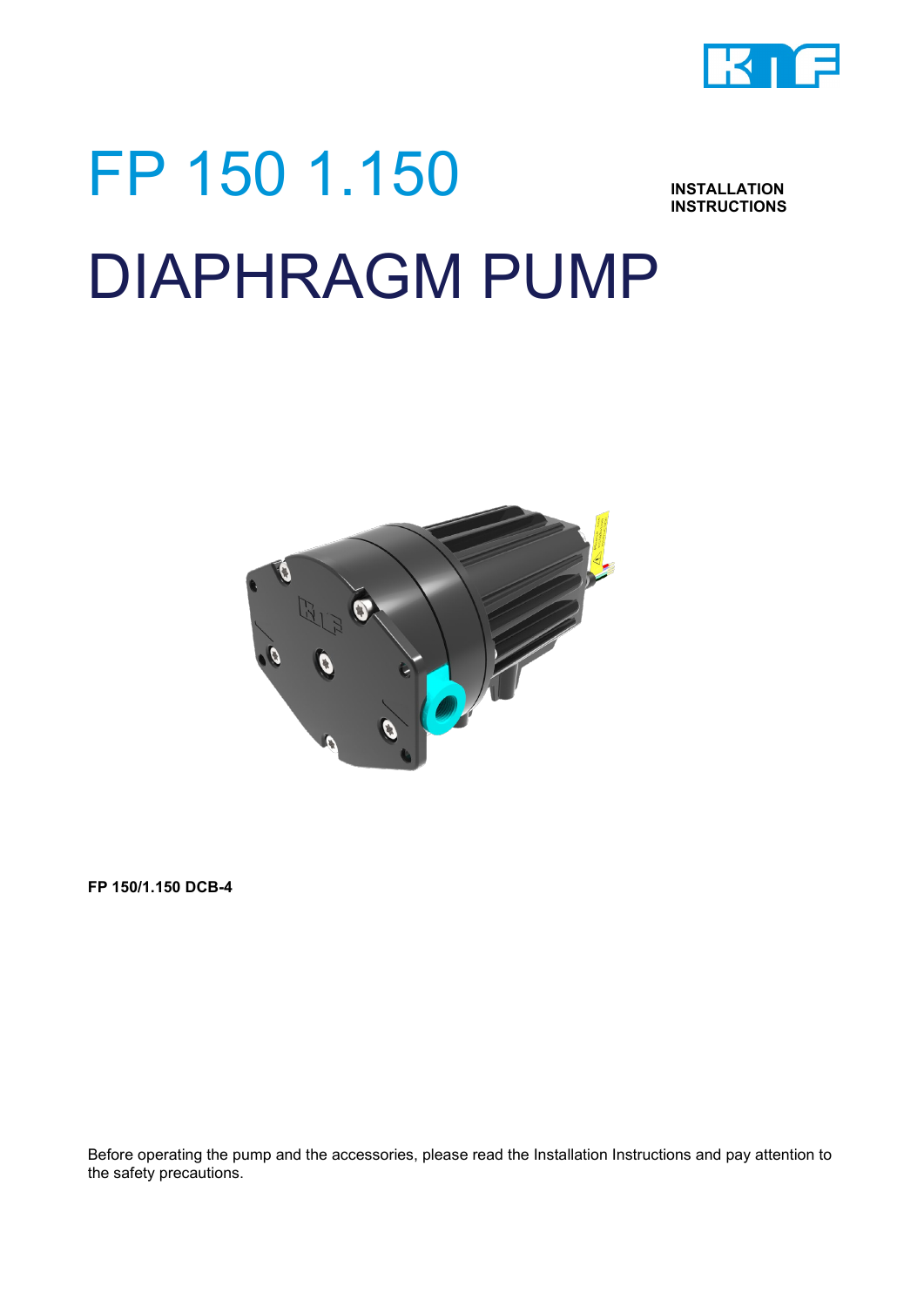# FP 150 1.150

**INSTALLATION INSTRUCTIONS**

# DIAPHRAGM PUMP

**FP 150/1.150 DCB-4**

Before operating the pump and the accessories, please read the Installation Instructions and pay attention to the safety precautions.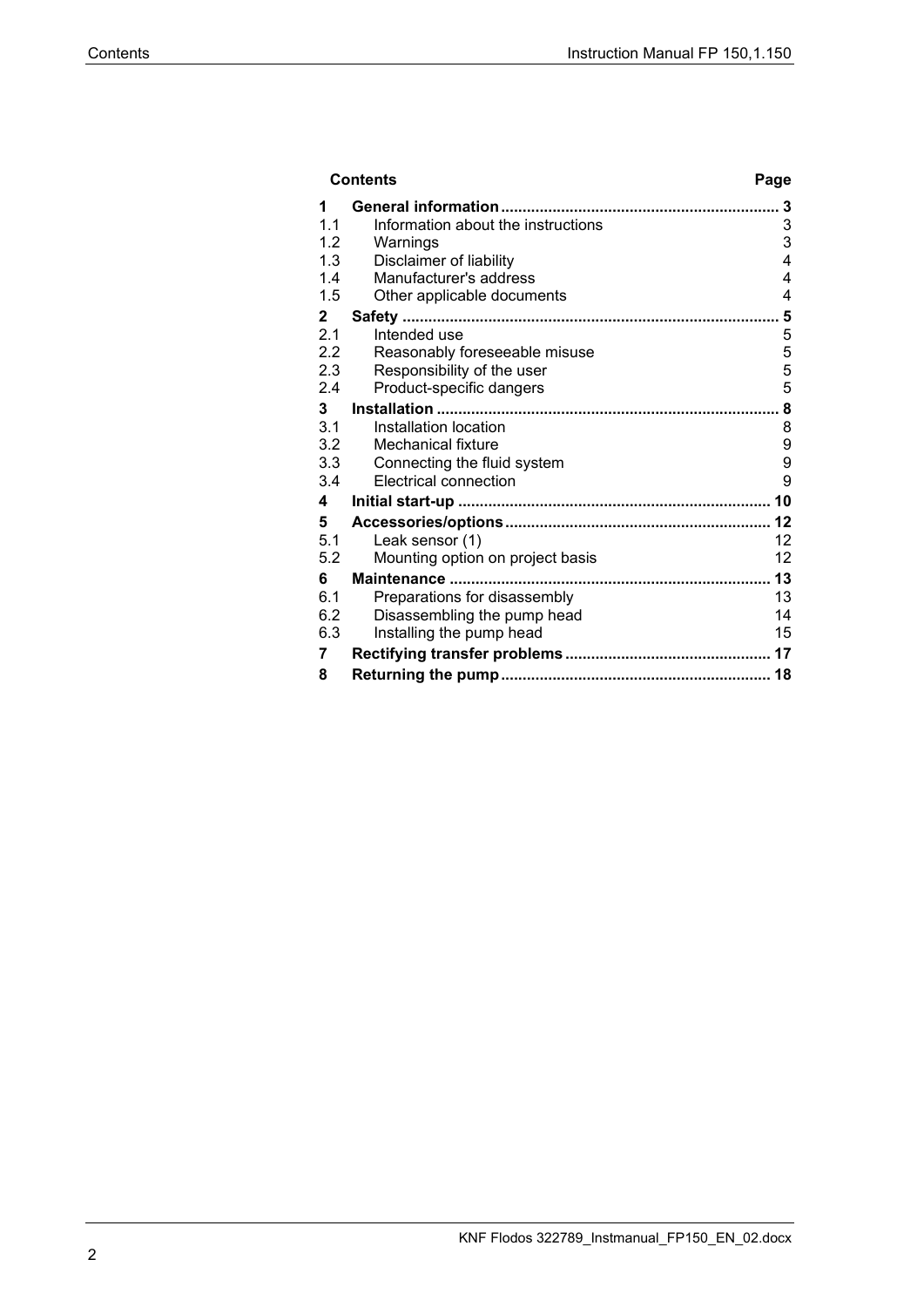| Contents | | Page |
|---|---|---|
| **1** | **General information** | **3** |
| 1.1 | Information about the instructions | 3 |
| 1.2 | Warnings | 3 |
| 1.3 | Disclaimer of liability | 4 |
| 1.4 | Manufacturer's address | 4 |
| 1.5 | Other applicable documents | 4 |
| **2** | **Safety** | **5** |
| 2.1 | Intended use | 5 |
| 2.2 | Reasonably foreseeable misuse | 5 |
| 2.3 | Responsibility of the user | 5 |
| 2.4 | Product-specific dangers | 5 |
| **3** | **Installation** | **8** |
| 3.1 | Installation location | 8 |
| 3.2 | Mechanical fixture | 9 |
| 3.3 | Connecting the fluid system | 9 |
| 3.4 | Electrical connection | 9 |
| **4** | **Initial start-up** | **10** |
| **5** | **Accessories/options** | **12** |
| 5.1 | Leak sensor (1) | 12 |
| 5.2 | Mounting option on project basis | 12 |
| **6** | **Maintenance** | **13** |
| 6.1 | Preparations for disassembly | 13 |
| 6.2 | Disassembling the pump head | 14 |
| 6.3 | Installing the pump head | 15 |
| **7** | **Rectifying transfer problems** | **17** |
| **8** | **Returning the pump** | **18** |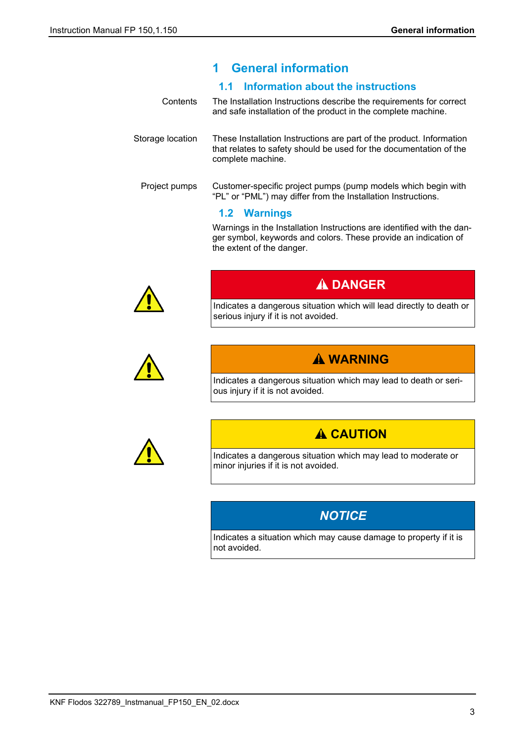# 1 General information

## 1.1 Information about the instructions

Contents

The Installation Instructions describe the requirements for correct and safe installation of the product in the complete machine.

Storage location

These Installation Instructions are part of the product. Information that relates to safety should be used for the documentation of the complete machine.

Project pumps

Customer-specific project pumps (pump models which begin with “PL” or “PML”) may differ from the Installation Instructions.

## 1.2 Warnings

Warnings in the Installation Instructions are identified with the danger symbol, keywords and colors. These provide an indication of the extent of the danger.

| ⚠ DANGER |
| --- |
| Indicates a dangerous situation which will lead directly to death or serious injury if it is not avoided. |

| ⚠ WARNING |
| --- |
| Indicates a dangerous situation which may lead to death or serious injury if it is not avoided. |

| ⚠ CAUTION |
| --- |
| Indicates a dangerous situation which may lead to moderate or minor injuries if it is not avoided. |

| *NOTICE* |
| --- |
| Indicates a situation which may cause damage to property if it is not avoided. |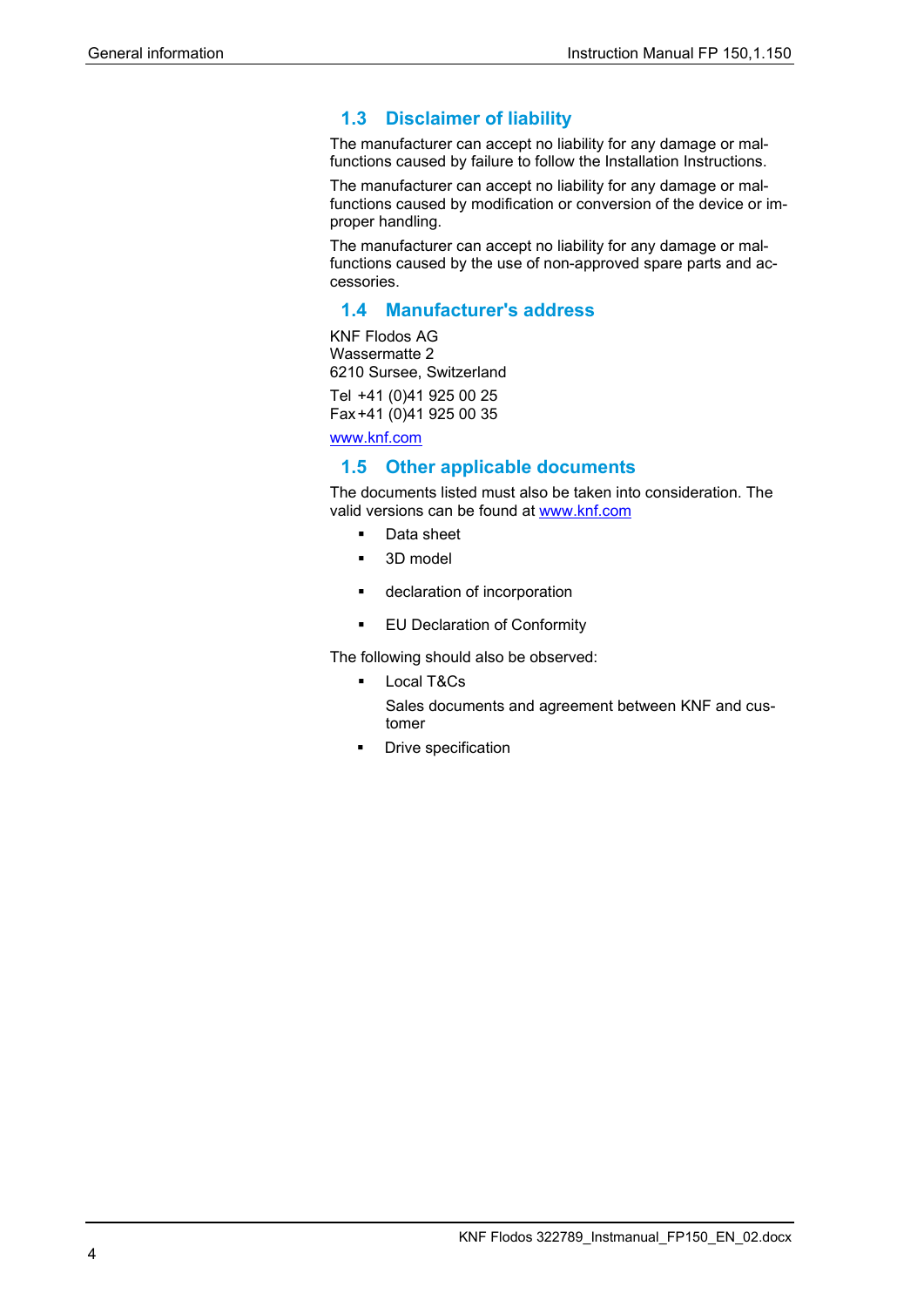## 1.3 Disclaimer of liability

The manufacturer can accept no liability for any damage or malfunctions caused by failure to follow the Installation Instructions.

The manufacturer can accept no liability for any damage or malfunctions caused by modification or conversion of the device or improper handling.

The manufacturer can accept no liability for any damage or malfunctions caused by the use of non-approved spare parts and accessories.

## 1.4 Manufacturer's address

KNF Flodos AG
Wassermatte 2
6210 Sursee, Switzerland

Tel +41 (0)41 925 00 25
Fax +41 (0)41 925 00 35

www.knf.com

## 1.5 Other applicable documents

The documents listed must also be taken into consideration. The valid versions can be found at www.knf.com

- Data sheet
- 3D model
- declaration of incorporation
- EU Declaration of Conformity

The following should also be observed:

- Local T&Cs

  Sales documents and agreement between KNF and customer
- Drive specification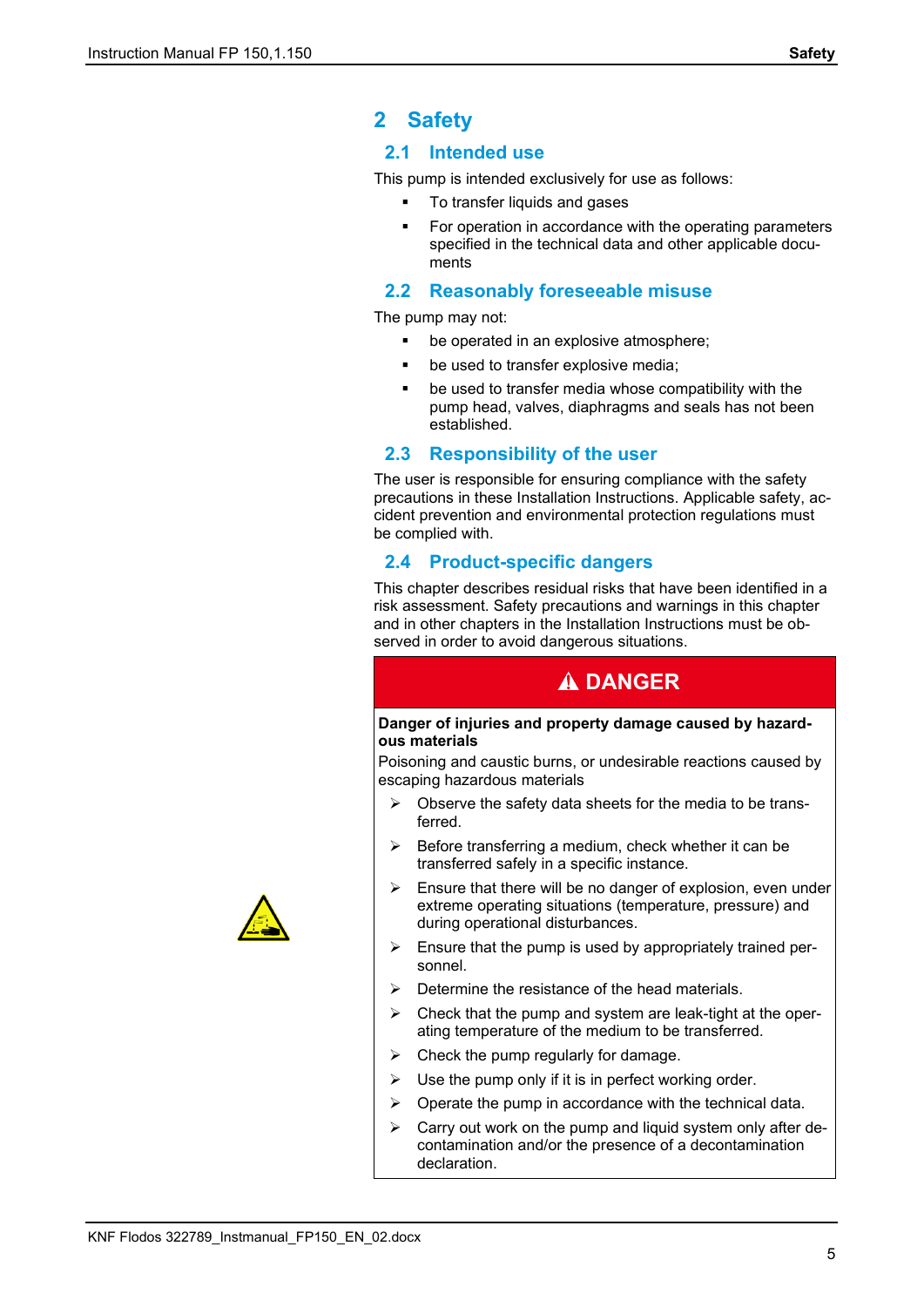# 2 Safety

## 2.1 Intended use

This pump is intended exclusively for use as follows:

- To transfer liquids and gases
- For operation in accordance with the operating parameters specified in the technical data and other applicable documents

## 2.2 Reasonably foreseeable misuse

The pump may not:

- be operated in an explosive atmosphere;
- be used to transfer explosive media;
- be used to transfer media whose compatibility with the pump head, valves, diaphragms and seals has not been established.

## 2.3 Responsibility of the user

The user is responsible for ensuring compliance with the safety precautions in these Installation Instructions. Applicable safety, accident prevention and environmental protection regulations must be complied with.

## 2.4 Product-specific dangers

This chapter describes residual risks that have been identified in a risk assessment. Safety precautions and warnings in this chapter and in other chapters in the Installation Instructions must be observed in order to avoid dangerous situations.

**⚠ DANGER**

**Danger of injuries and property damage caused by hazardous materials**

Poisoning and caustic burns, or undesirable reactions caused by escaping hazardous materials

- ➢ Observe the safety data sheets for the media to be transferred.
- ➢ Before transferring a medium, check whether it can be transferred safely in a specific instance.
- ➢ Ensure that there will be no danger of explosion, even under extreme operating situations (temperature, pressure) and during operational disturbances.
- ➢ Ensure that the pump is used by appropriately trained personnel.
- ➢ Determine the resistance of the head materials.
- ➢ Check that the pump and system are leak-tight at the operating temperature of the medium to be transferred.
- ➢ Check the pump regularly for damage.
- ➢ Use the pump only if it is in perfect working order.
- ➢ Operate the pump in accordance with the technical data.
- ➢ Carry out work on the pump and liquid system only after decontamination and/or the presence of a decontamination declaration.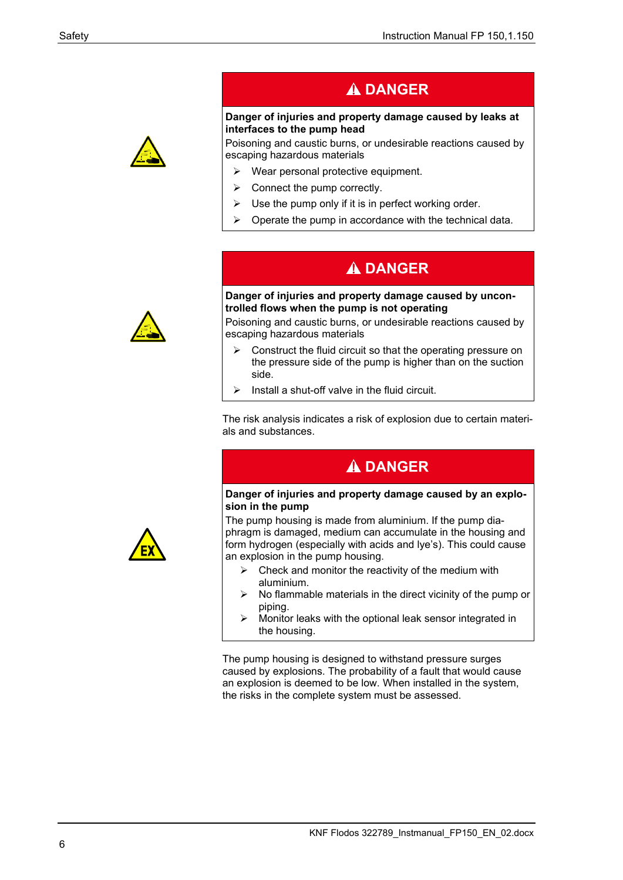**⚠ DANGER**

**Danger of injuries and property damage caused by leaks at interfaces to the pump head**

Poisoning and caustic burns, or undesirable reactions caused by escaping hazardous materials

- Wear personal protective equipment.
- Connect the pump correctly.
- Use the pump only if it is in perfect working order.
- Operate the pump in accordance with the technical data.

**⚠ DANGER**

**Danger of injuries and property damage caused by uncontrolled flows when the pump is not operating**

Poisoning and caustic burns, or undesirable reactions caused by escaping hazardous materials

- Construct the fluid circuit so that the operating pressure on the pressure side of the pump is higher than on the suction side.
- Install a shut-off valve in the fluid circuit.

The risk analysis indicates a risk of explosion due to certain materials and substances.

**⚠ DANGER**

**Danger of injuries and property damage caused by an explosion in the pump**

The pump housing is made from aluminium. If the pump diaphragm is damaged, medium can accumulate in the housing and form hydrogen (especially with acids and lye's). This could cause an explosion in the pump housing.

- Check and monitor the reactivity of the medium with aluminium.
- No flammable materials in the direct vicinity of the pump or piping.
- Monitor leaks with the optional leak sensor integrated in the housing.

The pump housing is designed to withstand pressure surges caused by explosions. The probability of a fault that would cause an explosion is deemed to be low. When installed in the system, the risks in the complete system must be assessed.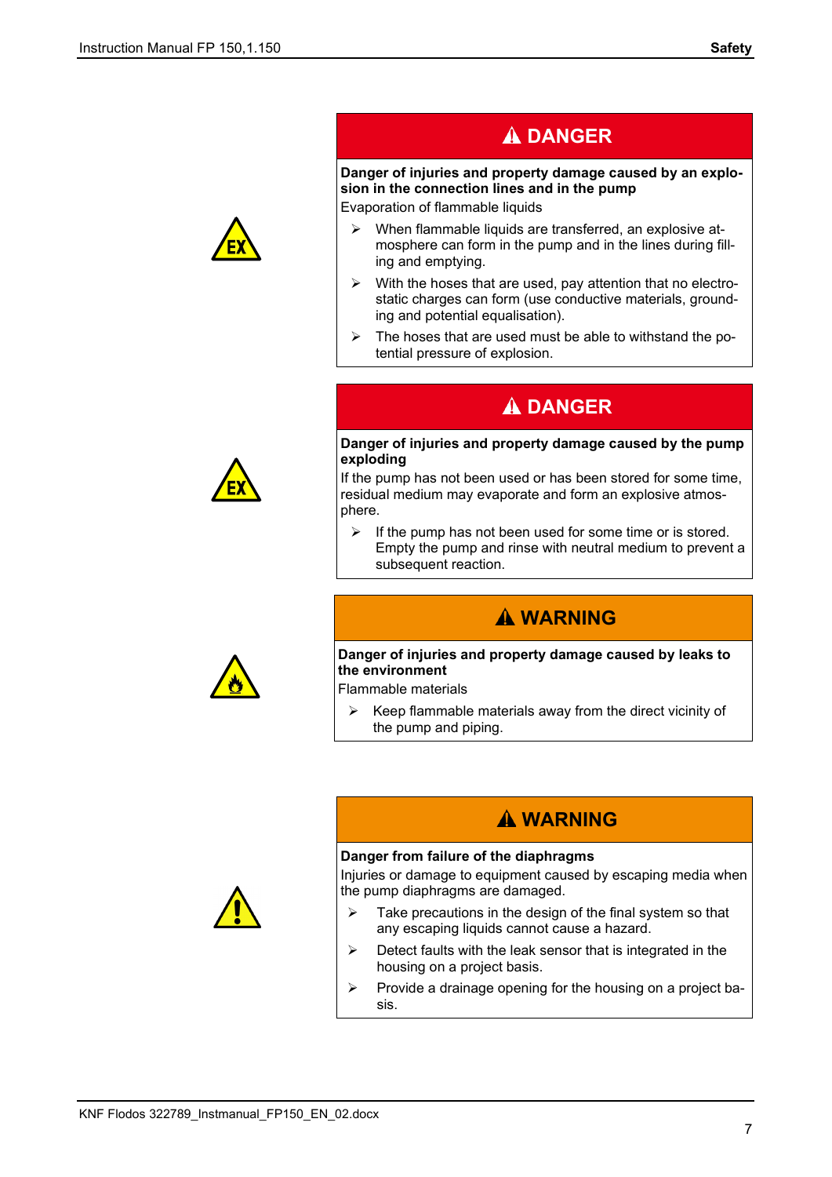**⚠ DANGER**

**Danger of injuries and property damage caused by an explosion in the connection lines and in the pump**

Evaporation of flammable liquids

- When flammable liquids are transferred, an explosive atmosphere can form in the pump and in the lines during filling and emptying.
- With the hoses that are used, pay attention that no electrostatic charges can form (use conductive materials, grounding and potential equalisation).
- The hoses that are used must be able to withstand the potential pressure of explosion.

**⚠ DANGER**

**Danger of injuries and property damage caused by the pump exploding**

If the pump has not been used or has been stored for some time, residual medium may evaporate and form an explosive atmosphere.

- If the pump has not been used for some time or is stored. Empty the pump and rinse with neutral medium to prevent a subsequent reaction.

**⚠ WARNING**

**Danger of injuries and property damage caused by leaks to the environment**

Flammable materials

- Keep flammable materials away from the direct vicinity of the pump and piping.

**⚠ WARNING**

**Danger from failure of the diaphragms**

Injuries or damage to equipment caused by escaping media when the pump diaphragms are damaged.

- Take precautions in the design of the final system so that any escaping liquids cannot cause a hazard.
- Detect faults with the leak sensor that is integrated in the housing on a project basis.
- Provide a drainage opening for the housing on a project basis.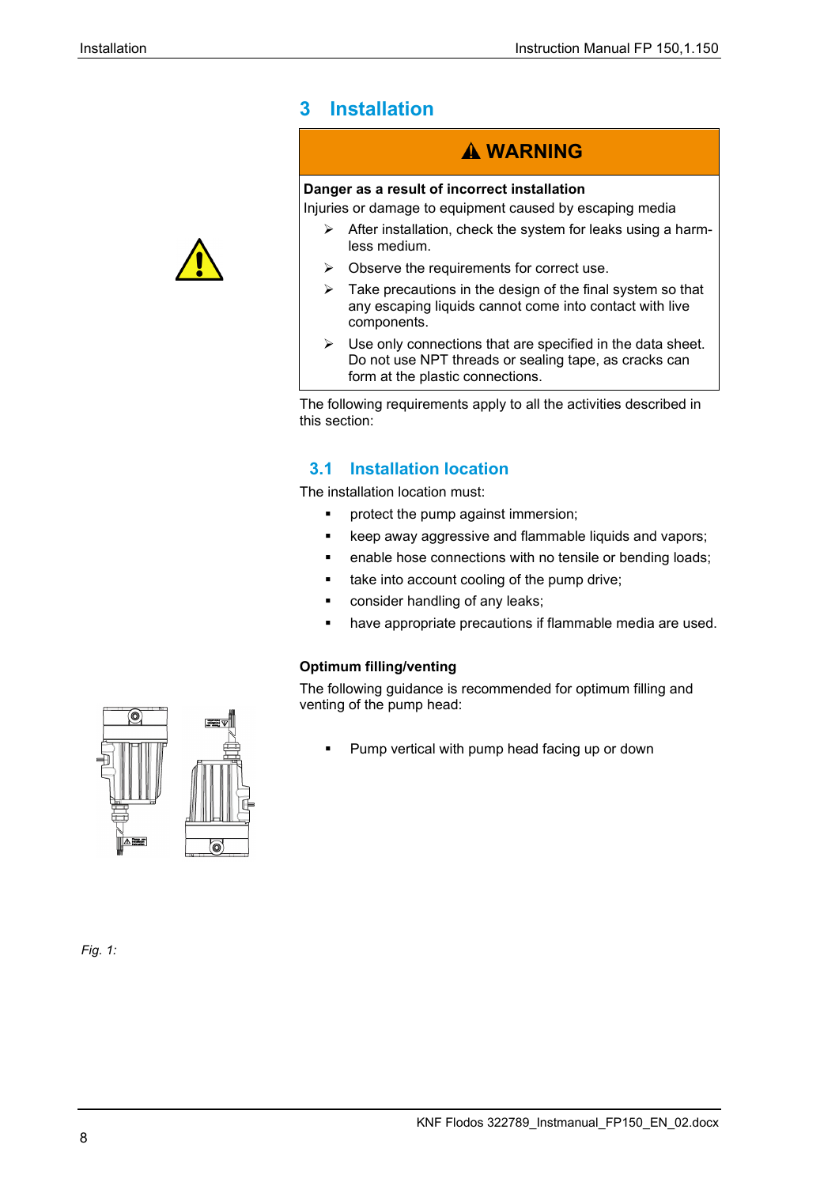# 3 Installation

**⚠ WARNING**

**Danger as a result of incorrect installation**

Injuries or damage to equipment caused by escaping media

- After installation, check the system for leaks using a harmless medium.
- Observe the requirements for correct use.
- Take precautions in the design of the final system so that any escaping liquids cannot come into contact with live components.
- Use only connections that are specified in the data sheet. Do not use NPT threads or sealing tape, as cracks can form at the plastic connections.

The following requirements apply to all the activities described in this section:

## 3.1 Installation location

The installation location must:

- protect the pump against immersion;
- keep away aggressive and flammable liquids and vapors;
- enable hose connections with no tensile or bending loads;
- take into account cooling of the pump drive;
- consider handling of any leaks;
- have appropriate precautions if flammable media are used.

**Optimum filling/venting**

The following guidance is recommended for optimum filling and venting of the pump head:

- Pump vertical with pump head facing up or down

*Fig. 1:*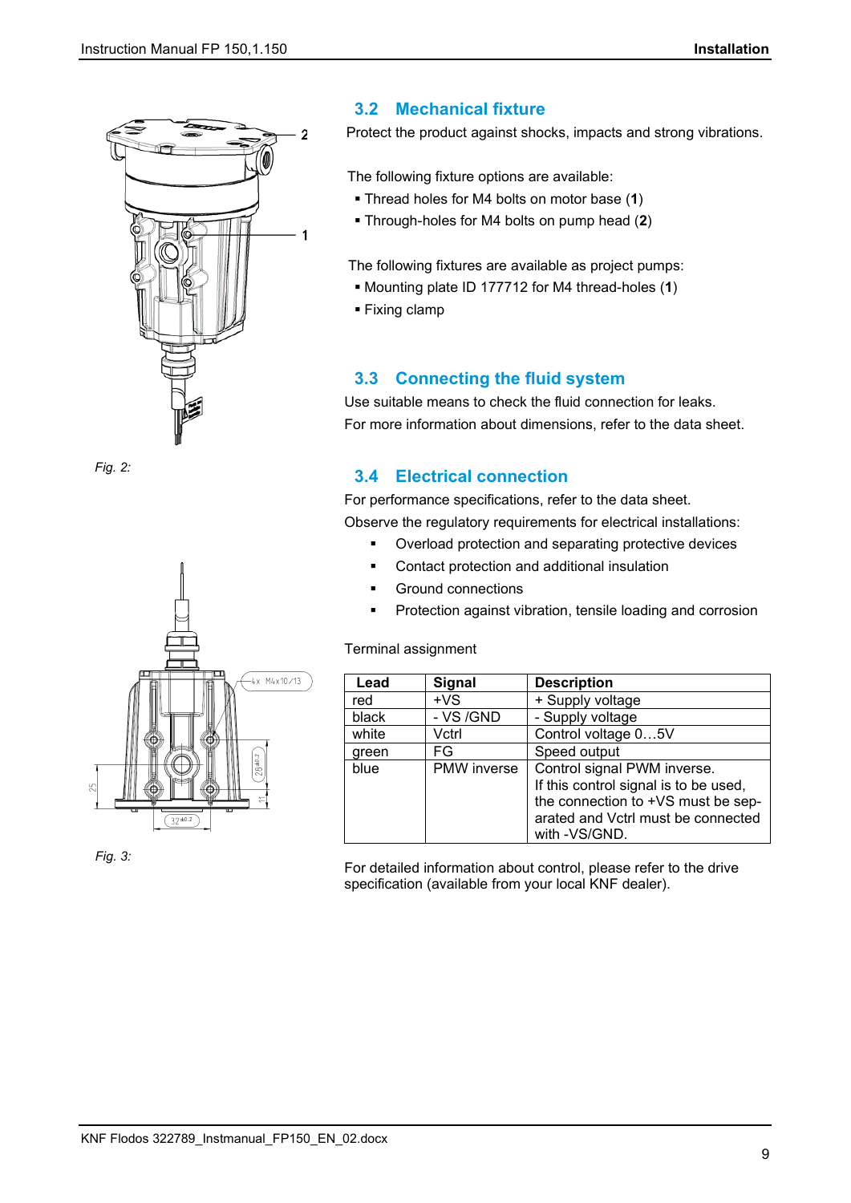Fig. 2:

Fig. 3:

## 3.2 Mechanical fixture

Protect the product against shocks, impacts and strong vibrations.

The following fixture options are available:

- Thread holes for M4 bolts on motor base (**1**)
- Through-holes for M4 bolts on pump head (**2**)

The following fixtures are available as project pumps:

- Mounting plate ID 177712 for M4 thread-holes (**1**)
- Fixing clamp

## 3.3 Connecting the fluid system

Use suitable means to check the fluid connection for leaks.

For more information about dimensions, refer to the data sheet.

## 3.4 Electrical connection

For performance specifications, refer to the data sheet.

Observe the regulatory requirements for electrical installations:

- Overload protection and separating protective devices
- Contact protection and additional insulation
- Ground connections
- Protection against vibration, tensile loading and corrosion

Terminal assignment

| Lead | Signal | Description |
|---|---|---|
| red | +VS | + Supply voltage |
| black | - VS /GND | - Supply voltage |
| white | Vctrl | Control voltage 0…5V |
| green | FG | Speed output |
| blue | PMW inverse | Control signal PWM inverse. If this control signal is to be used, the connection to +VS must be separated and Vctrl must be connected with -VS/GND. |

For detailed information about control, please refer to the drive specification (available from your local KNF dealer).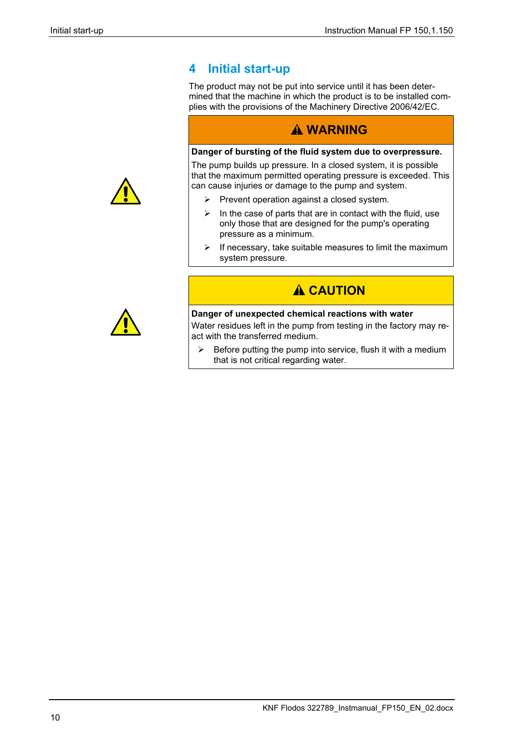# 4 Initial start-up

The product may not be put into service until it has been determined that the machine in which the product is to be installed complies with the provisions of the Machinery Directive 2006/42/EC.

**⚠ WARNING**

**Danger of bursting of the fluid system due to overpressure.**

The pump builds up pressure. In a closed system, it is possible that the maximum permitted operating pressure is exceeded. This can cause injuries or damage to the pump and system.

- Prevent operation against a closed system.
- In the case of parts that are in contact with the fluid, use only those that are designed for the pump's operating pressure as a minimum.
- If necessary, take suitable measures to limit the maximum system pressure.

**⚠ CAUTION**

**Danger of unexpected chemical reactions with water**

Water residues left in the pump from testing in the factory may react with the transferred medium.

- Before putting the pump into service, flush it with a medium that is not critical regarding water.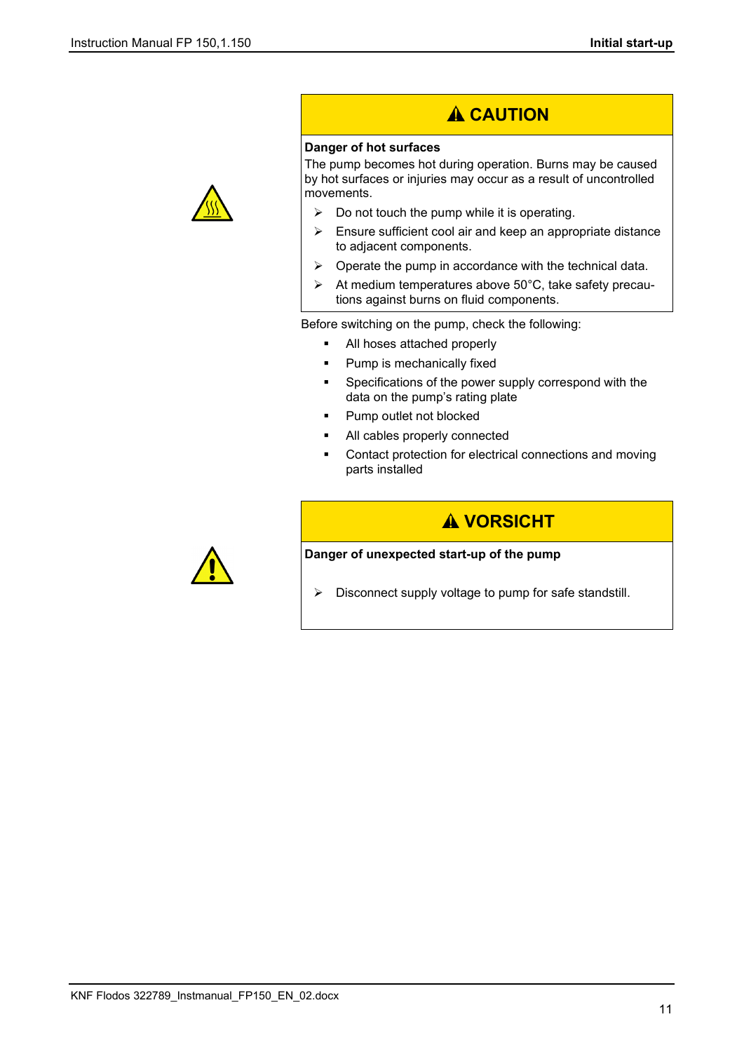**⚠ CAUTION**

**Danger of hot surfaces**

The pump becomes hot during operation. Burns may be caused by hot surfaces or injuries may occur as a result of uncontrolled movements.

- Do not touch the pump while it is operating.
- Ensure sufficient cool air and keep an appropriate distance to adjacent components.
- Operate the pump in accordance with the technical data.
- At medium temperatures above 50°C, take safety precautions against burns on fluid components.

Before switching on the pump, check the following:

- All hoses attached properly
- Pump is mechanically fixed
- Specifications of the power supply correspond with the data on the pump's rating plate
- Pump outlet not blocked
- All cables properly connected
- Contact protection for electrical connections and moving parts installed

**⚠ VORSICHT**

**Danger of unexpected start-up of the pump**

- Disconnect supply voltage to pump for safe standstill.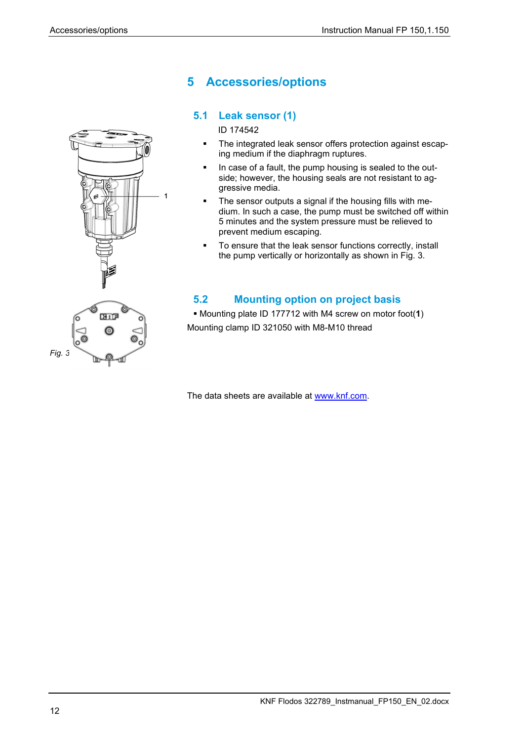# 5 Accessories/options

## 5.1 Leak sensor (1)

ID 174542

- The integrated leak sensor offers protection against escaping medium if the diaphragm ruptures.
- In case of a fault, the pump housing is sealed to the outside; however, the housing seals are not resistant to aggressive media.
- The sensor outputs a signal if the housing fills with medium. In such a case, the pump must be switched off within 5 minutes and the system pressure must be relieved to prevent medium escaping.
- To ensure that the leak sensor functions correctly, install the pump vertically or horizontally as shown in Fig. 3.

1

*Fig. 3*

## 5.2 Mounting option on project basis

- Mounting plate ID 177712 with M4 screw on motor foot(**1**)

Mounting clamp ID 321050 with M8-M10 thread

The data sheets are available at www.knf.com.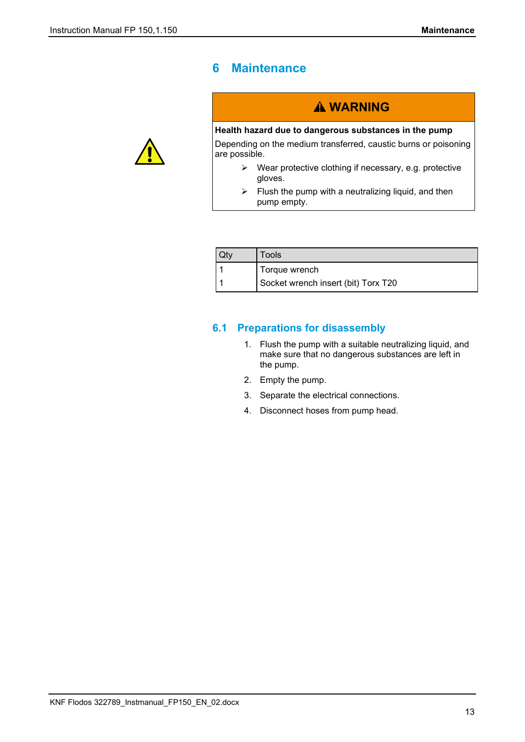# 6 Maintenance

> **⚠ WARNING**
>
> **Health hazard due to dangerous substances in the pump**
>
> Depending on the medium transferred, caustic burns or poisoning are possible.
>
> - Wear protective clothing if necessary, e.g. protective gloves.
> - Flush the pump with a neutralizing liquid, and then pump empty.

| Qty | Tools |
|---|---|
| 1 | Torque wrench |
| 1 | Socket wrench insert (bit) Torx T20 |

## 6.1 Preparations for disassembly

1. Flush the pump with a suitable neutralizing liquid, and make sure that no dangerous substances are left in the pump.
2. Empty the pump.
3. Separate the electrical connections.
4. Disconnect hoses from pump head.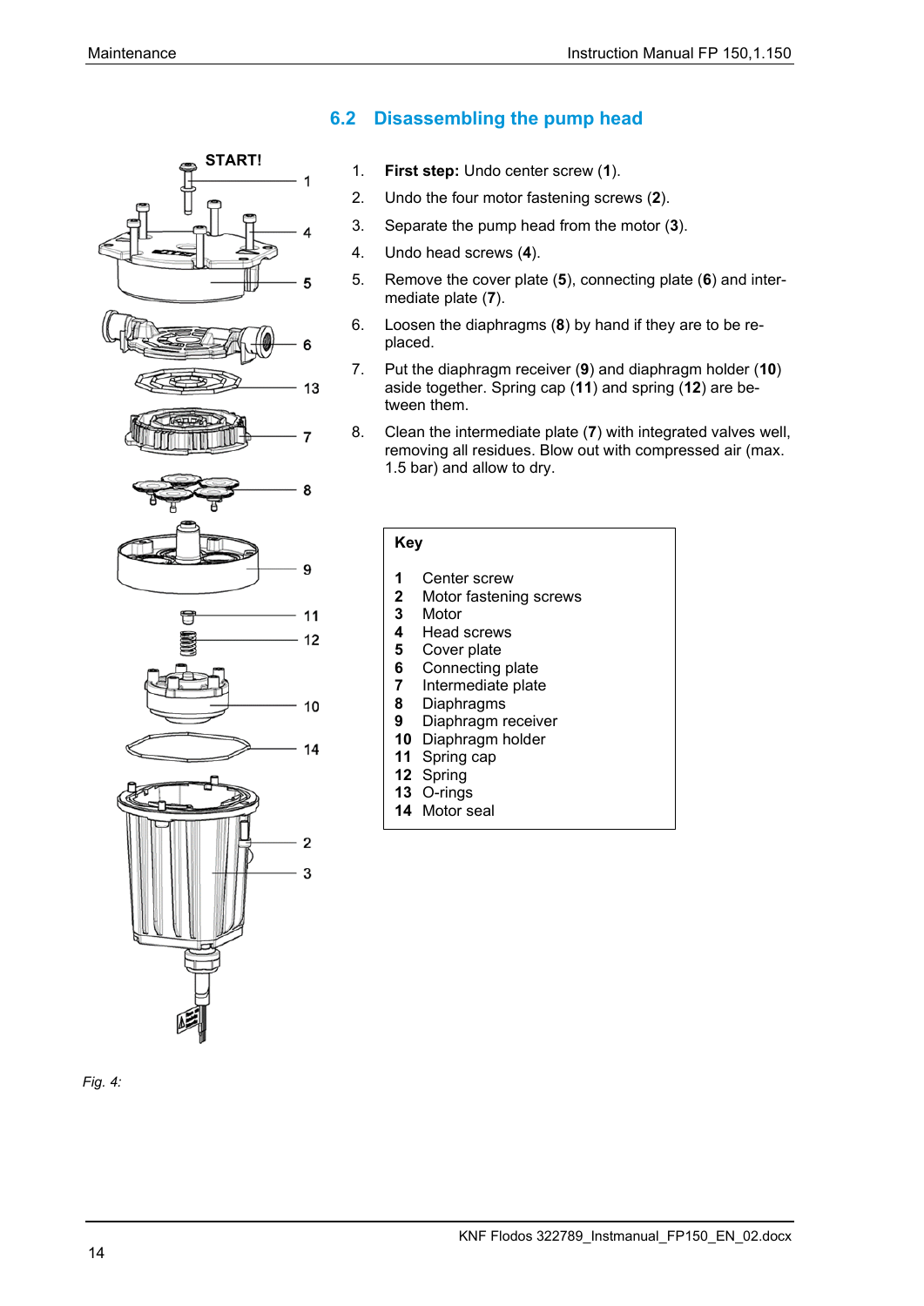## 6.2 Disassembling the pump head

1. **First step:** Undo center screw (**1**).
2. Undo the four motor fastening screws (**2**).
3. Separate the pump head from the motor (**3**).
4. Undo head screws (**4**).
5. Remove the cover plate (**5**), connecting plate (**6**) and intermediate plate (**7**).
6. Loosen the diaphragms (**8**) by hand if they are to be replaced.
7. Put the diaphragm receiver (**9**) and diaphragm holder (**10**) aside together. Spring cap (**11**) and spring (**12**) are between them.
8. Clean the intermediate plate (**7**) with integrated valves well, removing all residues. Blow out with compressed air (max. 1.5 bar) and allow to dry.

**Key**

| | |
|---|---|
| **1** | Center screw |
| **2** | Motor fastening screws |
| **3** | Motor |
| **4** | Head screws |
| **5** | Cover plate |
| **6** | Connecting plate |
| **7** | Intermediate plate |
| **8** | Diaphragms |
| **9** | Diaphragm receiver |
| **10** | Diaphragm holder |
| **11** | Spring cap |
| **12** | Spring |
| **13** | O-rings |
| **14** | Motor seal |

START!

*Fig. 4:*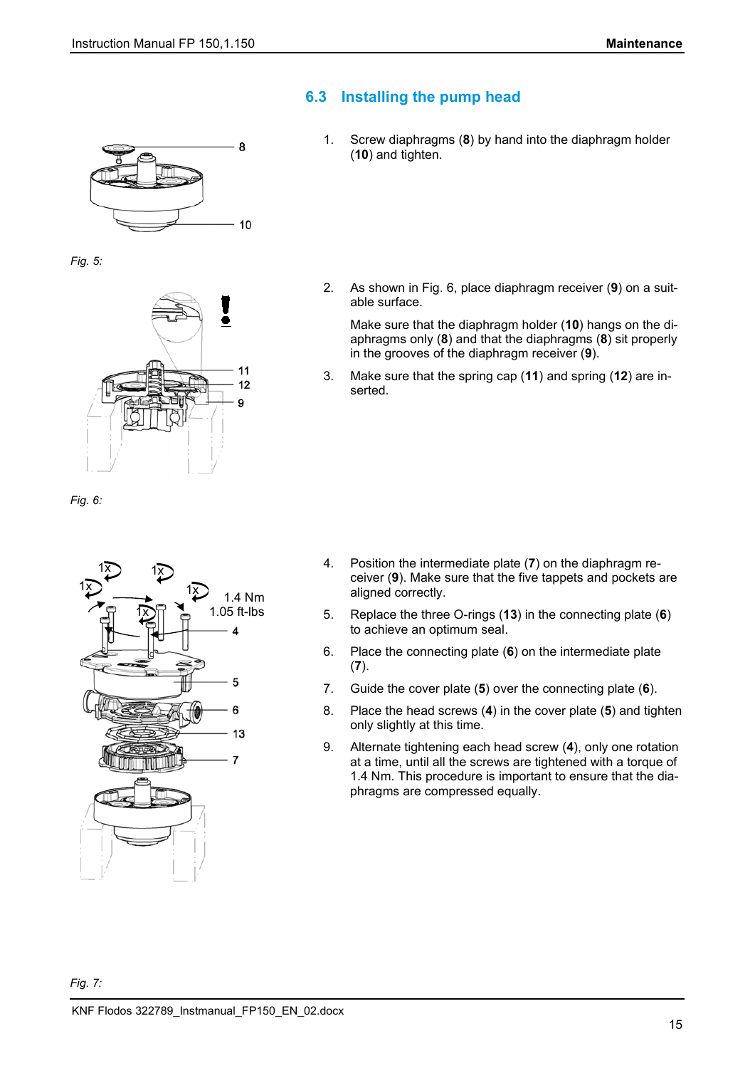## 6.3 Installing the pump head

Fig. 5:

1. Screw diaphragms (**8**) by hand into the diaphragm holder (**10**) and tighten.

Fig. 6:

2. As shown in Fig. 6, place diaphragm receiver (**9**) on a suitable surface.

   Make sure that the diaphragm holder (**10**) hangs on the diaphragms only (**8**) and that the diaphragms (**8**) sit properly in the grooves of the diaphragm receiver (**9**).

3. Make sure that the spring cap (**11**) and spring (**12**) are inserted.

Fig. 7:

4. Position the intermediate plate (**7**) on the diaphragm receiver (**9**). Make sure that the five tappets and pockets are aligned correctly.

5. Replace the three O-rings (**13**) in the connecting plate (**6**) to achieve an optimum seal.

6. Place the connecting plate (**6**) on the intermediate plate (**7**).

7. Guide the cover plate (**5**) over the connecting plate (**6**).

8. Place the head screws (**4**) in the cover plate (**5**) and tighten only slightly at this time.

9. Alternate tightening each head screw (**4**), only one rotation at a time, until all the screws are tightened with a torque of 1.4 Nm. This procedure is important to ensure that the diaphragms are compressed equally.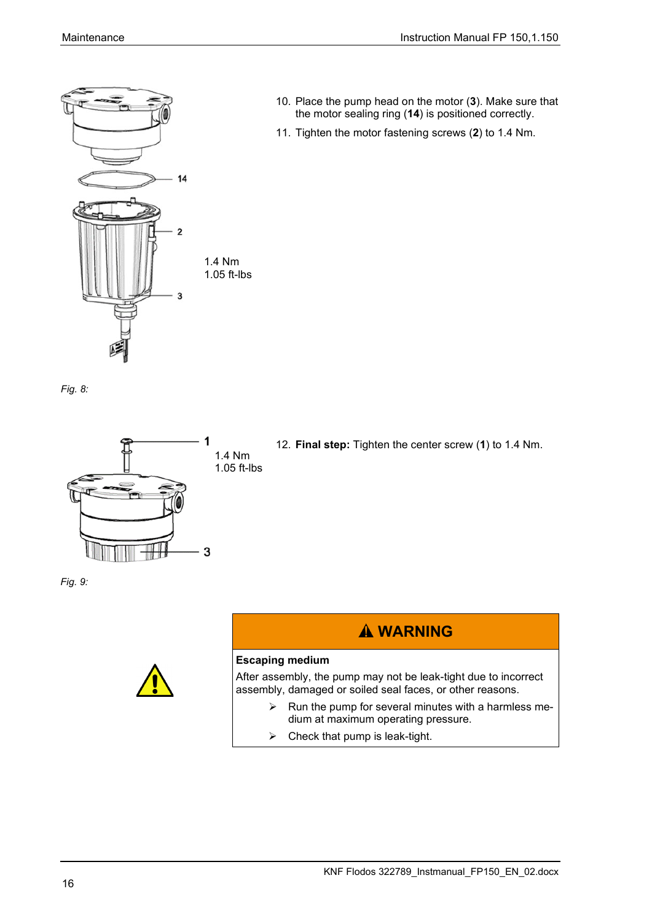14

2

1.4 Nm
1.05 ft-lbs

3

*Fig. 8:*

10. Place the pump head on the motor (**3**). Make sure that the motor sealing ring (**14**) is positioned correctly.
11. Tighten the motor fastening screws (**2**) to 1.4 Nm.

1

1.4 Nm
1.05 ft-lbs

3

*Fig. 9:*

12. **Final step:** Tighten the center screw (**1**) to 1.4 Nm.

## ⚠ WARNING

**Escaping medium**

After assembly, the pump may not be leak-tight due to incorrect assembly, damaged or soiled seal faces, or other reasons.

- Run the pump for several minutes with a harmless medium at maximum operating pressure.
- Check that pump is leak-tight.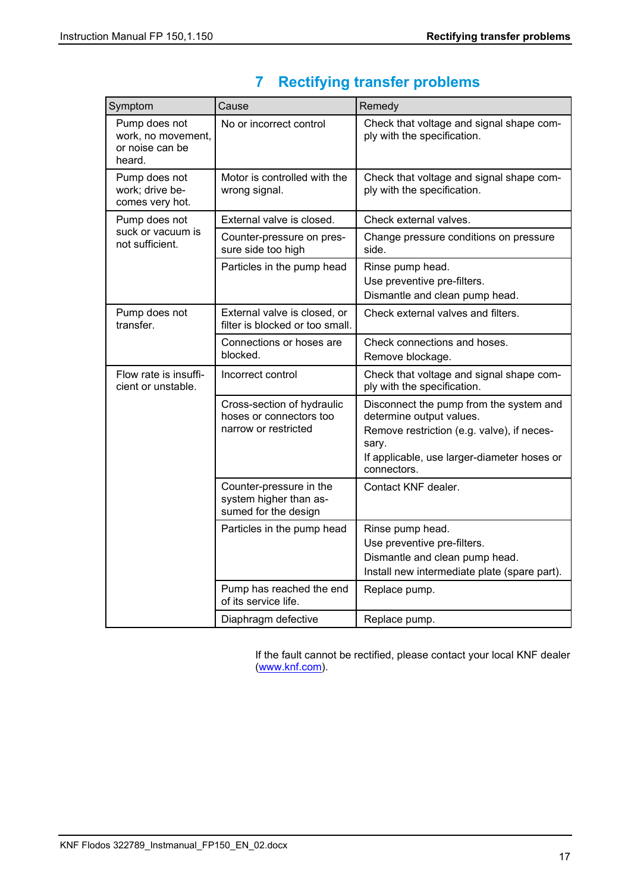# 7 Rectifying transfer problems

| Symptom | Cause | Remedy |
|---|---|---|
| Pump does not work, no movement, or noise can be heard. | No or incorrect control | Check that voltage and signal shape comply with the specification. |
| Pump does not work; drive becomes very hot. | Motor is controlled with the wrong signal. | Check that voltage and signal shape comply with the specification. |
| Pump does not suck or vacuum is not sufficient. | External valve is closed. | Check external valves. |
| | Counter-pressure on pressure side too high | Change pressure conditions on pressure side. |
| | Particles in the pump head | Rinse pump head.<br>Use preventive pre-filters.<br>Dismantle and clean pump head. |
| Pump does not transfer. | External valve is closed, or filter is blocked or too small. | Check external valves and filters. |
| | Connections or hoses are blocked. | Check connections and hoses.<br>Remove blockage. |
| Flow rate is insufficient or unstable. | Incorrect control | Check that voltage and signal shape comply with the specification. |
| | Cross-section of hydraulic hoses or connectors too narrow or restricted | Disconnect the pump from the system and determine output values.<br>Remove restriction (e.g. valve), if necessary.<br>If applicable, use larger-diameter hoses or connectors. |
| | Counter-pressure in the system higher than assumed for the design | Contact KNF dealer. |
| | Particles in the pump head | Rinse pump head.<br>Use preventive pre-filters.<br>Dismantle and clean pump head.<br>Install new intermediate plate (spare part). |
| | Pump has reached the end of its service life. | Replace pump. |
| | Diaphragm defective | Replace pump. |

If the fault cannot be rectified, please contact your local KNF dealer (www.knf.com).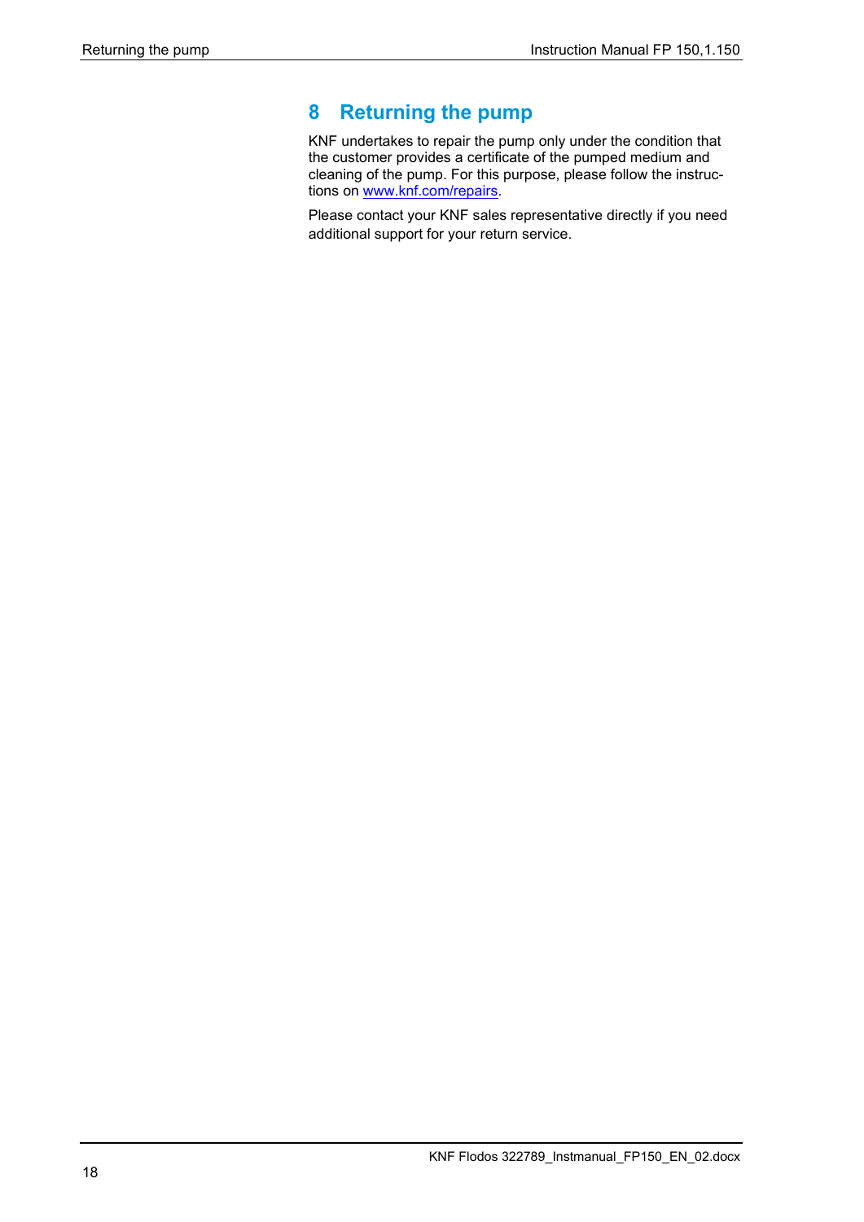# 8 Returning the pump

KNF undertakes to repair the pump only under the condition that the customer provides a certificate of the pumped medium and cleaning of the pump. For this purpose, please follow the instructions on www.knf.com/repairs.

Please contact your KNF sales representative directly if you need additional support for your return service.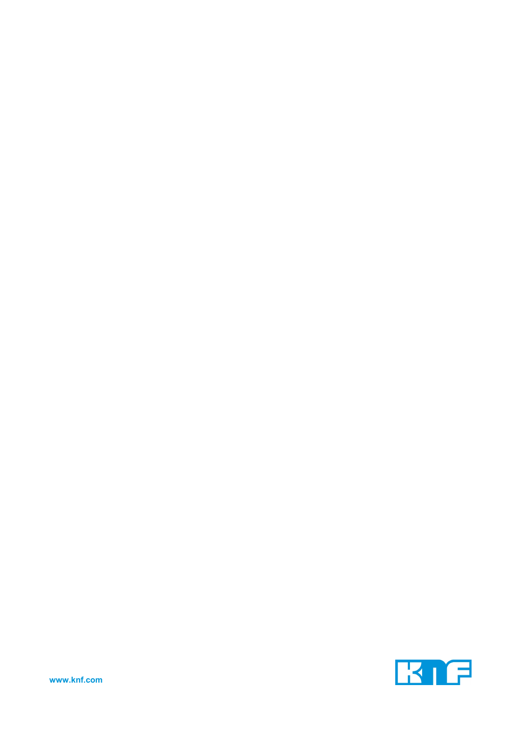www.knf.com